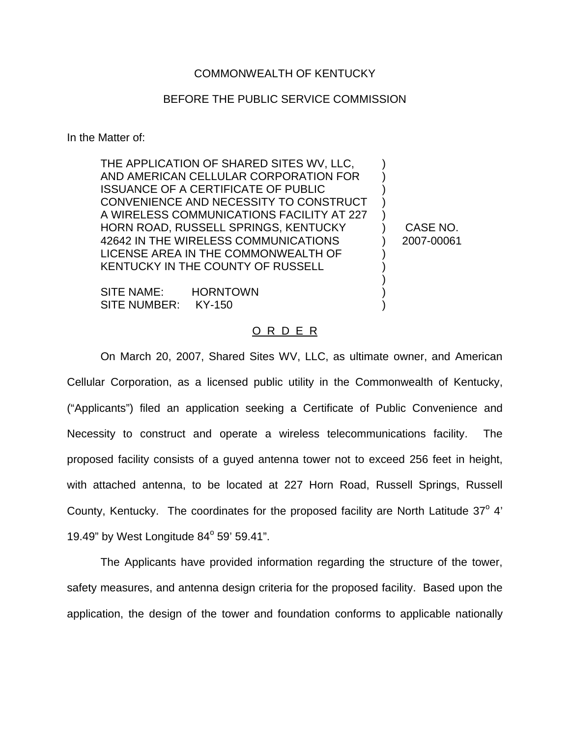COMMONWEALTH OF KENTUCKY

BEFORE THE PUBLIC SERVICE COMMISSION

In the Matter of:

THE APPLICATION OF SHARED SITES WV, LLC, AND AMERICAN CELLULAR CORPORATION FOR ISSUANCE OF A CERTIFICATE OF PUBLIC CONVENIENCE AND NECESSITY TO CONSTRUCT A WIRELESS COMMUNICATIONS FACILITY AT 227 HORN ROAD, RUSSELL SPRINGS, KENTUCKY 42642 IN THE WIRELESS COMMUNICATIONS LICENSE AREA IN THE COMMONWEALTH OF KENTUCKY IN THE COUNTY OF RUSSELL

SITE NAME: HORNTOWN
SITE NUMBER: KY-150

CASE NO. 2007-00061

O R D E R

On March 20, 2007, Shared Sites WV, LLC, as ultimate owner, and American Cellular Corporation, as a licensed public utility in the Commonwealth of Kentucky, ("Applicants") filed an application seeking a Certificate of Public Convenience and Necessity to construct and operate a wireless telecommunications facility. The proposed facility consists of a guyed antenna tower not to exceed 256 feet in height, with attached antenna, to be located at 227 Horn Road, Russell Springs, Russell County, Kentucky. The coordinates for the proposed facility are North Latitude 37° 4' 19.49" by West Longitude 84° 59' 59.41".

The Applicants have provided information regarding the structure of the tower, safety measures, and antenna design criteria for the proposed facility. Based upon the application, the design of the tower and foundation conforms to applicable nationally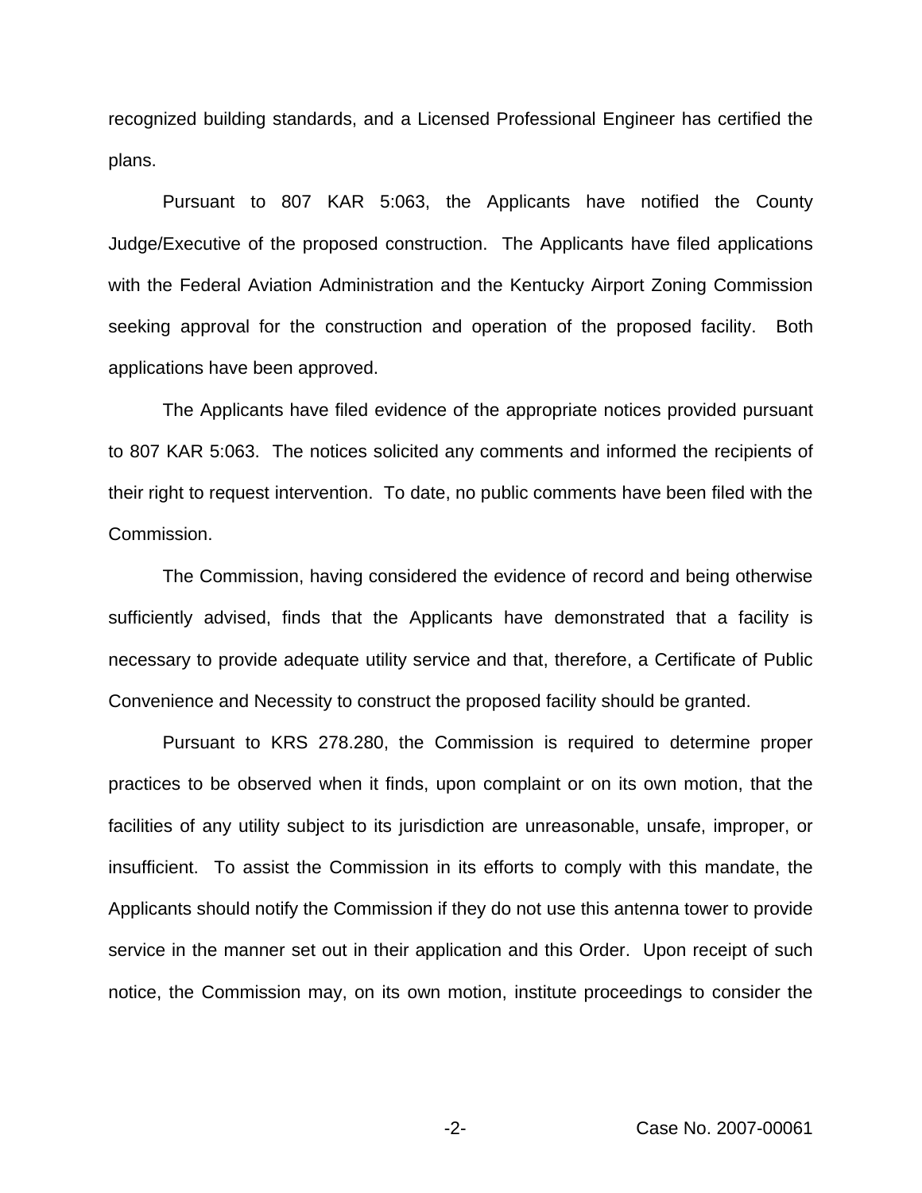recognized building standards, and a Licensed Professional Engineer has certified the plans.

Pursuant to 807 KAR 5:063, the Applicants have notified the County Judge/Executive of the proposed construction. The Applicants have filed applications with the Federal Aviation Administration and the Kentucky Airport Zoning Commission seeking approval for the construction and operation of the proposed facility. Both applications have been approved.

The Applicants have filed evidence of the appropriate notices provided pursuant to 807 KAR 5:063. The notices solicited any comments and informed the recipients of their right to request intervention. To date, no public comments have been filed with the Commission.

The Commission, having considered the evidence of record and being otherwise sufficiently advised, finds that the Applicants have demonstrated that a facility is necessary to provide adequate utility service and that, therefore, a Certificate of Public Convenience and Necessity to construct the proposed facility should be granted.

Pursuant to KRS 278.280, the Commission is required to determine proper practices to be observed when it finds, upon complaint or on its own motion, that the facilities of any utility subject to its jurisdiction are unreasonable, unsafe, improper, or insufficient. To assist the Commission in its efforts to comply with this mandate, the Applicants should notify the Commission if they do not use this antenna tower to provide service in the manner set out in their application and this Order. Upon receipt of such notice, the Commission may, on its own motion, institute proceedings to consider the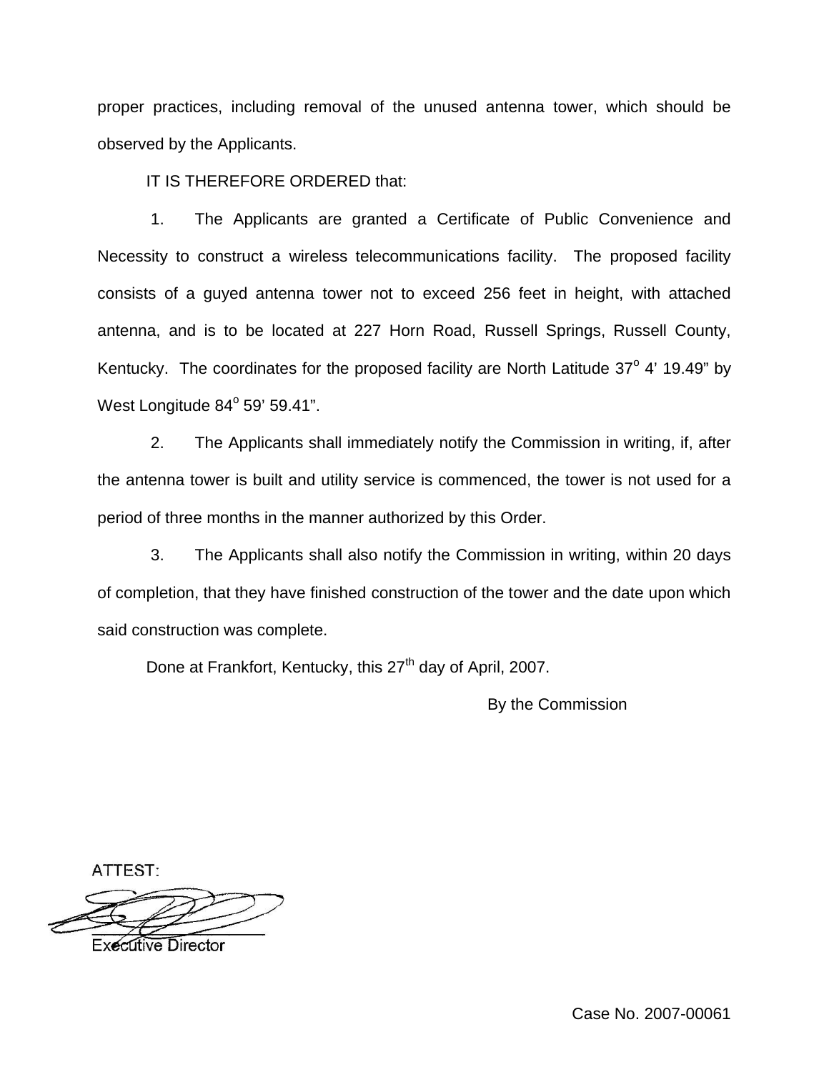proper practices, including removal of the unused antenna tower, which should be observed by the Applicants.

IT IS THEREFORE ORDERED that:

1. The Applicants are granted a Certificate of Public Convenience and Necessity to construct a wireless telecommunications facility. The proposed facility consists of a guyed antenna tower not to exceed 256 feet in height, with attached antenna, and is to be located at 227 Horn Road, Russell Springs, Russell County, Kentucky. The coordinates for the proposed facility are North Latitude 37° 4' 19.49" by West Longitude 84° 59' 59.41".

2. The Applicants shall immediately notify the Commission in writing, if, after the antenna tower is built and utility service is commenced, the tower is not used for a period of three months in the manner authorized by this Order.

3. The Applicants shall also notify the Commission in writing, within 20 days of completion, that they have finished construction of the tower and the date upon which said construction was complete.

Done at Frankfort, Kentucky, this 27th day of April, 2007.

By the Commission

ATTEST:

Executive Director

Case No. 2007-00061